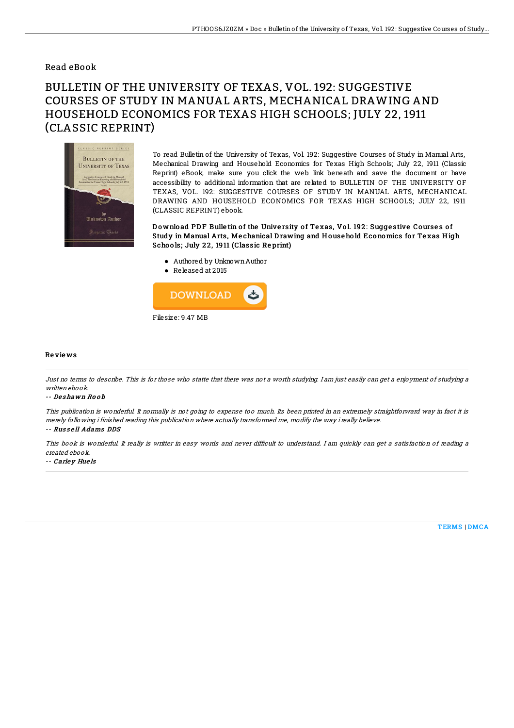Read eBook

# BULLETIN OF THE UNIVERSITY OF TEXAS, VOL. 192: SUGGESTIVE COURSES OF STUDY IN MANUAL ARTS, MECHANICAL DRAWING AND HOUSEHOLD ECONOMICS FOR TEXAS HIGH SCHOOLS; JULY 22, 1911 (CLASSIC REPRINT)

To read Bulletin of the University of Texas, Vol. 192: Suggestive Courses of Study in Manual Arts, Mechanical Drawing and Household Economics for Texas High Schools; July 22, 1911 (Classic Reprint) eBook, make sure you click the web link beneath and save the document or have accessibility to additional information that are related to BULLETIN OF THE UNIVERSITY OF TEXAS, VOL. 192: SUGGESTIVE COURSES OF STUDY IN MANUAL ARTS, MECHANICAL DRAWING AND HOUSEHOLD ECONOMICS FOR TEXAS HIGH SCHOOLS; JULY 22, 1911 (CLASSIC REPRINT) ebook.

**Download PDF Bulletin of the University of Texas, Vol. 192: Suggestive Courses of Study in Manual Arts, Mechanical Drawing and Household Economics for Texas High Schools; July 22, 1911 (Classic Reprint)**

- Authored by Unknown Author
- Released at 2015

Filesize: 9.47 MB

## Reviews

*Just no terms to describe. This is for those who statte that there was not a worth studying. I am just easily can get a enjoyment of studying a written ebook.*

-- ***Deshawn Roob***

*This publication is wonderful. It normally is not going to expense too much. Its been printed in an extremely straightforward way in fact it is merely following i finished reading this publication where actually transformed me, modify the way i really believe.*

-- ***Russell Adams DDS***

*This book is wonderful. It really is writter in easy words and never difficult to understand. I am quickly can get a satisfaction of reading a created ebook.*

-- ***Carley Huels***

TERMS | DMCA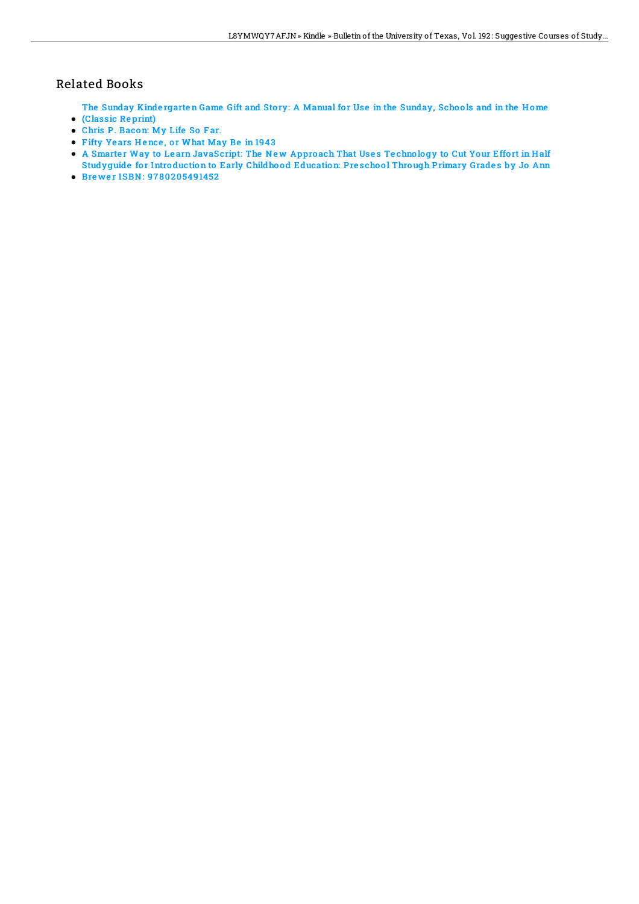## Related Books

- The Sunday Kindergarten Game Gift and Story: A Manual for Use in the Sunday, Schools and in the Home (Classic Reprint)
- Chris P. Bacon: My Life So Far.
- Fifty Years Hence, or What May Be in 1943
- A Smarter Way to Learn JavaScript: The New Approach That Uses Technology to Cut Your Effort in Half
- Studyguide for Introduction to Early Childhood Education: Preschool Through Primary Grades by Jo Ann Brewer ISBN: 9780205491452